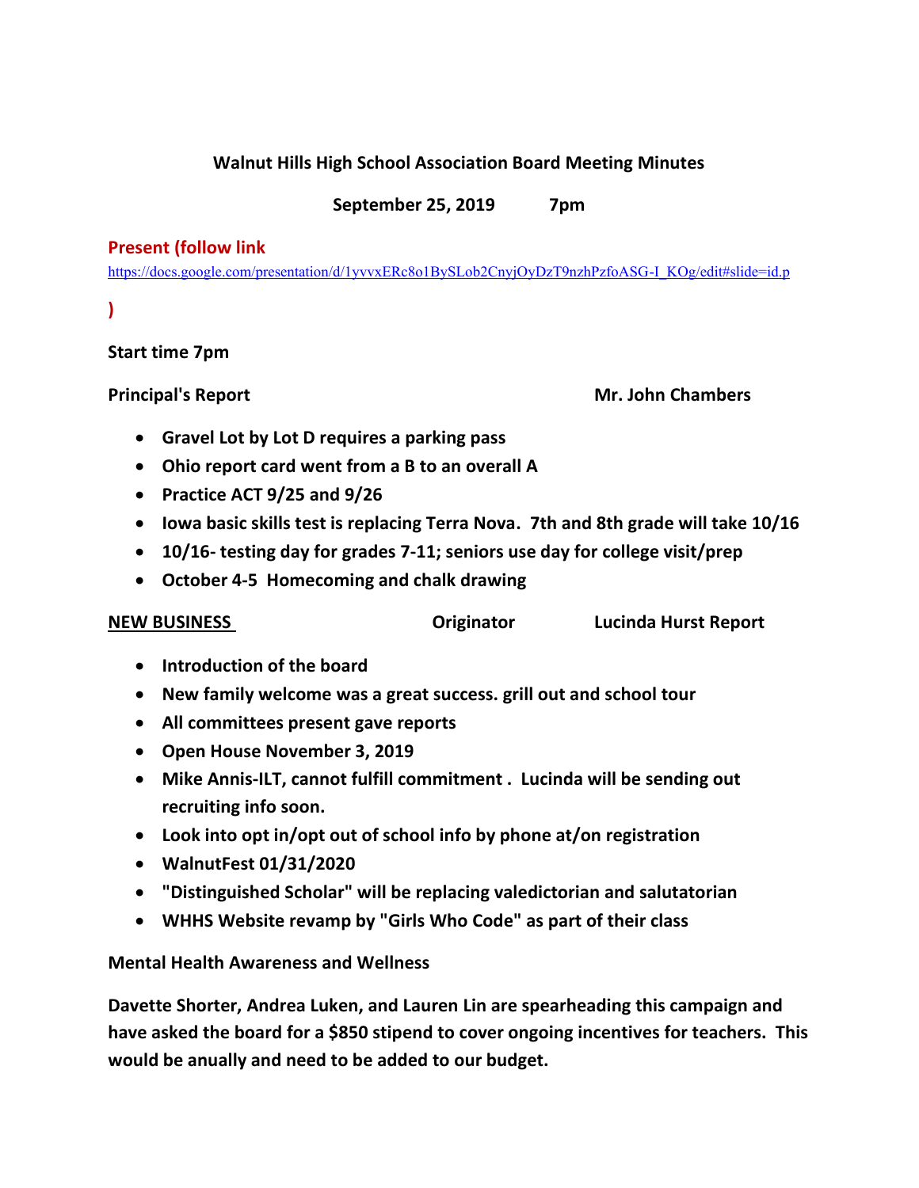# Walnut Hills High School Association Board Meeting Minutes

**September 25, 2019 7pm**

**Present (follow link**
https://docs.google.com/presentation/d/1yvvxERc8o1BySLob2CnyjOyDzT9nzhPzfoASG-I_KOg/edit#slide=id.p

**)**

**Start time 7pm**

**Principal's Report** **Mr. John Chambers**

- **Gravel Lot by Lot D requires a parking pass**
- **Ohio report card went from a B to an overall A**
- **Practice ACT 9/25 and 9/26**
- **Iowa basic skills test is replacing Terra Nova. 7th and 8th grade will take 10/16**
- **10/16- testing day for grades 7-11; seniors use day for college visit/prep**
- **October 4-5 Homecoming and chalk drawing**

**NEW BUSINESS** **Originator** **Lucinda Hurst Report**

- **Introduction of the board**
- **New family welcome was a great success. grill out and school tour**
- **All committees present gave reports**
- **Open House November 3, 2019**
- **Mike Annis-ILT, cannot fulfill commitment . Lucinda will be sending out recruiting info soon.**
- **Look into opt in/opt out of school info by phone at/on registration**
- **WalnutFest 01/31/2020**
- **"Distinguished Scholar" will be replacing valedictorian and salutatorian**
- **WHHS Website revamp by "Girls Who Code" as part of their class**

**Mental Health Awareness and Wellness**

**Davette Shorter, Andrea Luken, and Lauren Lin are spearheading this campaign and have asked the board for a $850 stipend to cover ongoing incentives for teachers. This would be anually and need to be added to our budget.**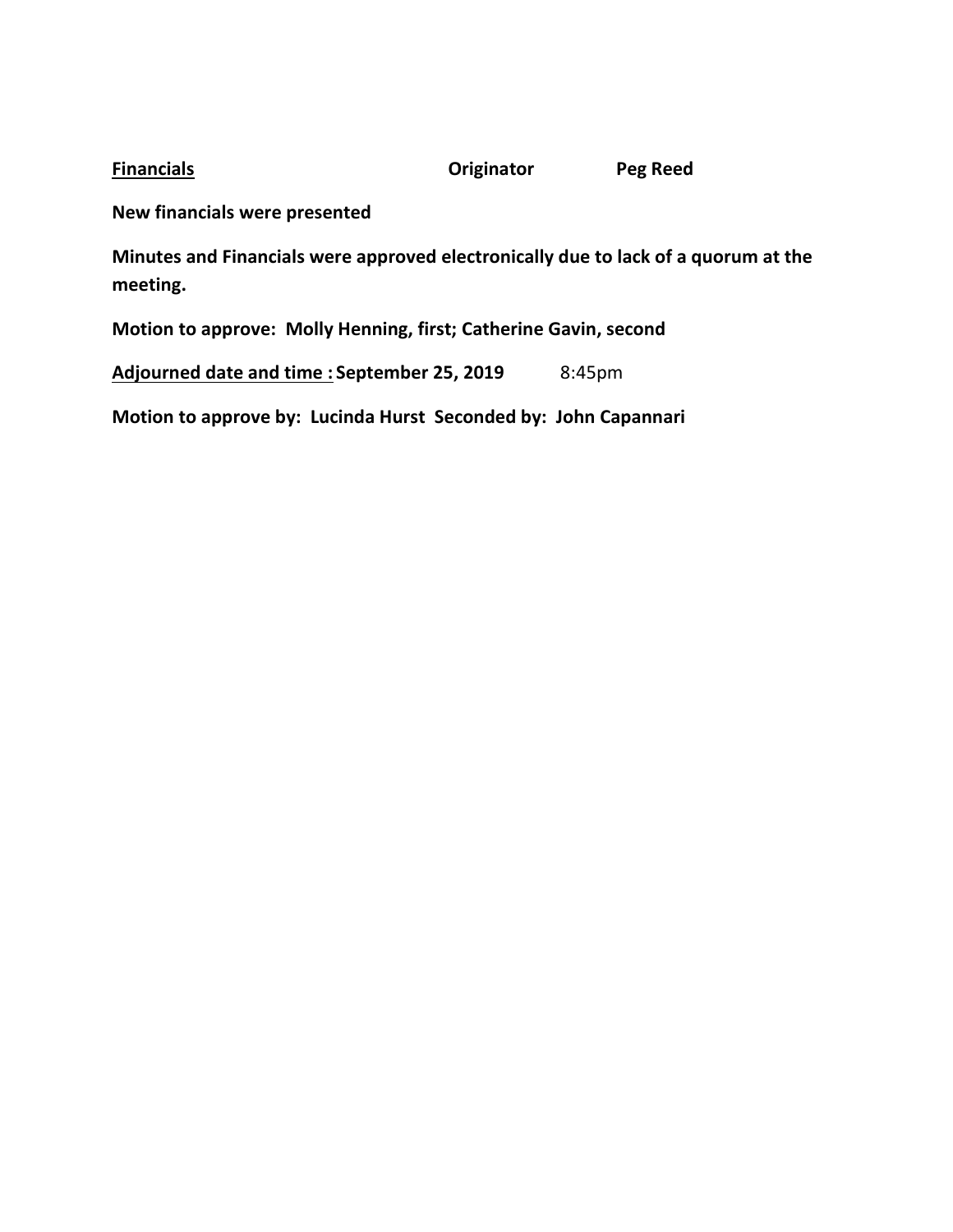**<u>Financials</u>** **Originator** **Peg Reed**

**New financials were presented**

**Minutes and Financials were approved electronically due to lack of a quorum at the meeting.**

**Motion to approve: Molly Henning, first; Catherine Gavin, second**

**<u>Adjourned date and time :</u> September 25, 2019** 8:45pm

**Motion to approve by: Lucinda Hurst Seconded by: John Capannari**